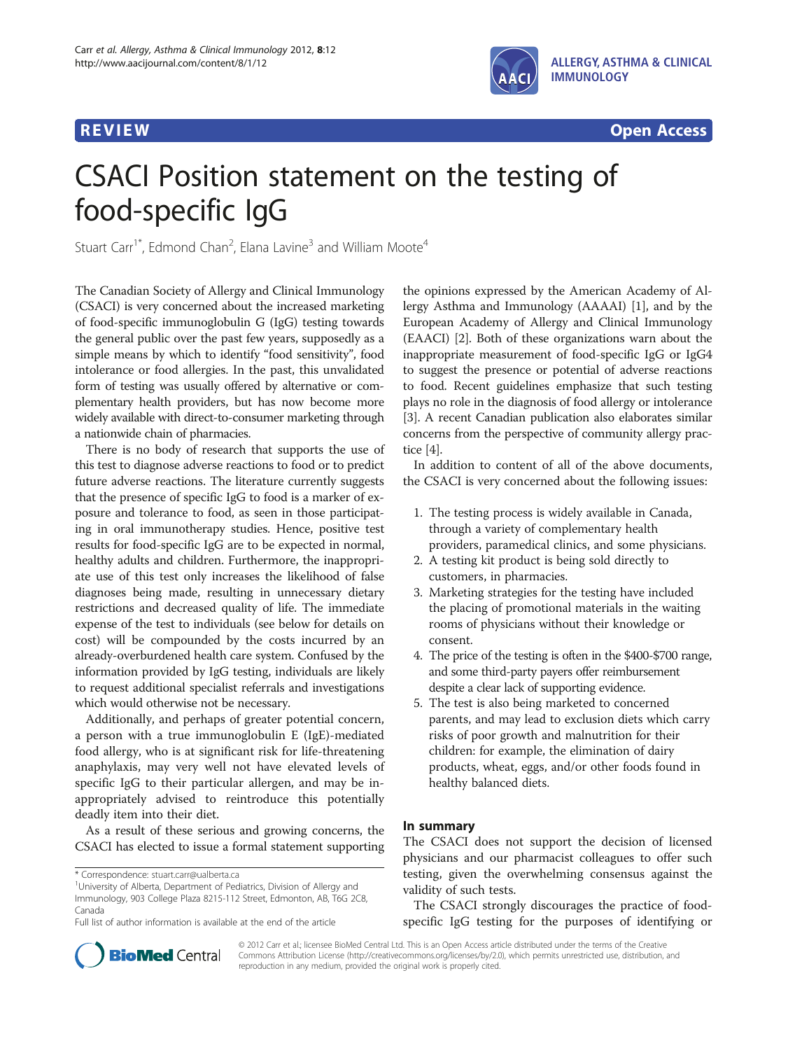REVIEW

Open Access

# CSACI Position statement on the testing of food-specific IgG

Stuart Carr[1*], Edmond Chan[2], Elana Lavine[3] and William Moote[4]

The Canadian Society of Allergy and Clinical Immunology (CSACI) is very concerned about the increased marketing of food-specific immunoglobulin G (IgG) testing towards the general public over the past few years, supposedly as a simple means by which to identify "food sensitivity", food intolerance or food allergies. In the past, this unvalidated form of testing was usually offered by alternative or complementary health providers, but has now become more widely available with direct-to-consumer marketing through a nationwide chain of pharmacies.

There is no body of research that supports the use of this test to diagnose adverse reactions to food or to predict future adverse reactions. The literature currently suggests that the presence of specific IgG to food is a marker of exposure and tolerance to food, as seen in those participating in oral immunotherapy studies. Hence, positive test results for food-specific IgG are to be expected in normal, healthy adults and children. Furthermore, the inappropriate use of this test only increases the likelihood of false diagnoses being made, resulting in unnecessary dietary restrictions and decreased quality of life. The immediate expense of the test to individuals (see below for details on cost) will be compounded by the costs incurred by an already-overburdened health care system. Confused by the information provided by IgG testing, individuals are likely to request additional specialist referrals and investigations which would otherwise not be necessary.

Additionally, and perhaps of greater potential concern, a person with a true immunoglobulin E (IgE)-mediated food allergy, who is at significant risk for life-threatening anaphylaxis, may very well not have elevated levels of specific IgG to their particular allergen, and may be inappropriately advised to reintroduce this potentially deadly item into their diet.

As a result of these serious and growing concerns, the CSACI has elected to issue a formal statement supporting the opinions expressed by the American Academy of Allergy Asthma and Immunology (AAAAI) [1], and by the European Academy of Allergy and Clinical Immunology (EAACI) [2]. Both of these organizations warn about the inappropriate measurement of food-specific IgG or IgG4 to suggest the presence or potential of adverse reactions to food. Recent guidelines emphasize that such testing plays no role in the diagnosis of food allergy or intolerance [3]. A recent Canadian publication also elaborates similar concerns from the perspective of community allergy practice [4].

In addition to content of all of the above documents, the CSACI is very concerned about the following issues:

1. The testing process is widely available in Canada, through a variety of complementary health providers, paramedical clinics, and some physicians.
2. A testing kit product is being sold directly to customers, in pharmacies.
3. Marketing strategies for the testing have included the placing of promotional materials in the waiting rooms of physicians without their knowledge or consent.
4. The price of the testing is often in the $400-$700 range, and some third-party payers offer reimbursement despite a clear lack of supporting evidence.
5. The test is also being marketed to concerned parents, and may lead to exclusion diets which carry risks of poor growth and malnutrition for their children: for example, the elimination of dairy products, wheat, eggs, and/or other foods found in healthy balanced diets.

### In summary

The CSACI does not support the decision of licensed physicians and our pharmacist colleagues to offer such testing, given the overwhelming consensus against the validity of such tests.

The CSACI strongly discourages the practice of food-specific IgG testing for the purposes of identifying or

\* Correspondence: stuart.carr@ualberta.ca

[1]University of Alberta, Department of Pediatrics, Division of Allergy and Immunology, 903 College Plaza 8215-112 Street, Edmonton, AB, T6G 2C8, Canada

Full list of author information is available at the end of the article

© 2012 Carr et al.; licensee BioMed Central Ltd. This is an Open Access article distributed under the terms of the Creative Commons Attribution License (http://creativecommons.org/licenses/by/2.0), which permits unrestricted use, distribution, and reproduction in any medium, provided the original work is properly cited.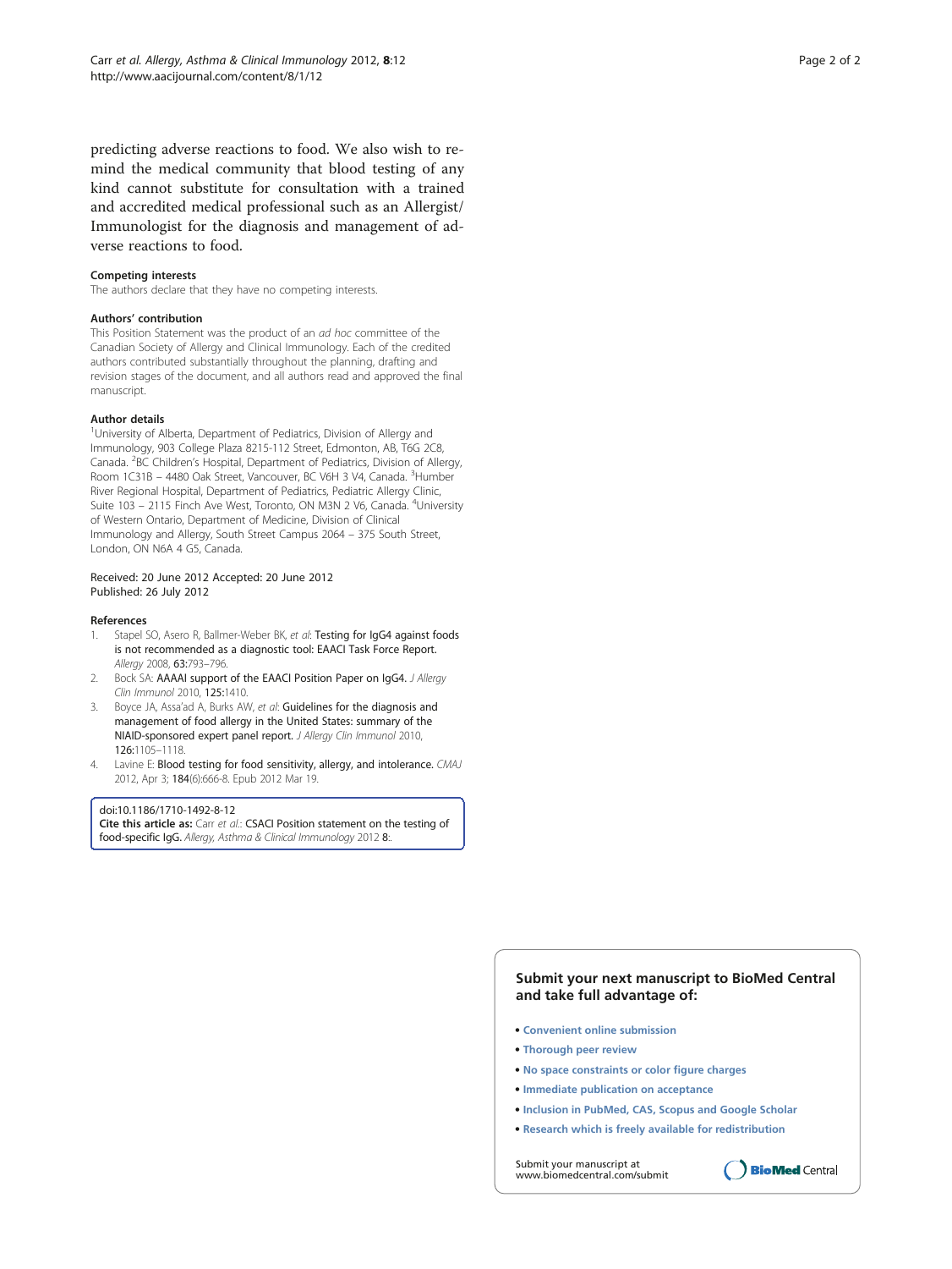predicting adverse reactions to food. We also wish to remind the medical community that blood testing of any kind cannot substitute for consultation with a trained and accredited medical professional such as an Allergist/Immunologist for the diagnosis and management of adverse reactions to food.

#### Competing interests

The authors declare that they have no competing interests.

#### Authors' contribution

This Position Statement was the product of an *ad hoc* committee of the Canadian Society of Allergy and Clinical Immunology. Each of the credited authors contributed substantially throughout the planning, drafting and revision stages of the document, and all authors read and approved the final manuscript.

#### Author details

[1]University of Alberta, Department of Pediatrics, Division of Allergy and Immunology, 903 College Plaza 8215-112 Street, Edmonton, AB, T6G 2C8, Canada. [2]BC Children's Hospital, Department of Pediatrics, Division of Allergy, Room 1C31B – 4480 Oak Street, Vancouver, BC V6H 3 V4, Canada. [3]Humber River Regional Hospital, Department of Pediatrics, Pediatric Allergy Clinic, Suite 103 – 2115 Finch Ave West, Toronto, ON M3N 2 V6, Canada. [4]University of Western Ontario, Department of Medicine, Division of Clinical Immunology and Allergy, South Street Campus 2064 – 375 South Street, London, ON N6A 4 G5, Canada.

Received: 20 June 2012 Accepted: 20 June 2012
Published: 26 July 2012

#### References

1. Stapel SO, Asero R, Ballmer-Weber BK, *et al*: **Testing for IgG4 against foods is not recommended as a diagnostic tool: EAACI Task Force Report.** *Allergy* 2008, **63**:793–796.
2. Bock SA: **AAAAI support of the EAACI Position Paper on IgG4.** *J Allergy Clin Immunol* 2010, **125**:1410.
3. Boyce JA, Assa'ad A, Burks AW, *et al*: **Guidelines for the diagnosis and management of food allergy in the United States: summary of the NIAID-sponsored expert panel report.** *J Allergy Clin Immunol* 2010, **126**:1105–1118.
4. Lavine E: **Blood testing for food sensitivity, allergy, and intolerance.** *CMAJ* 2012, Apr 3; **184**(6):666-8. Epub 2012 Mar 19.

doi:10.1186/1710-1492-8-12
**Cite this article as:** Carr *et al.*: **CSACI Position statement on the testing of food-specific IgG.** *Allergy, Asthma & Clinical Immunology* 2012 **8**:.

**Submit your next manuscript to BioMed Central and take full advantage of:**

- **Convenient online submission**
- **Thorough peer review**
- **No space constraints or color figure charges**
- **Immediate publication on acceptance**
- **Inclusion in PubMed, CAS, Scopus and Google Scholar**
- **Research which is freely available for redistribution**

Submit your manuscript at
www.biomedcentral.com/submit

BioMed Central